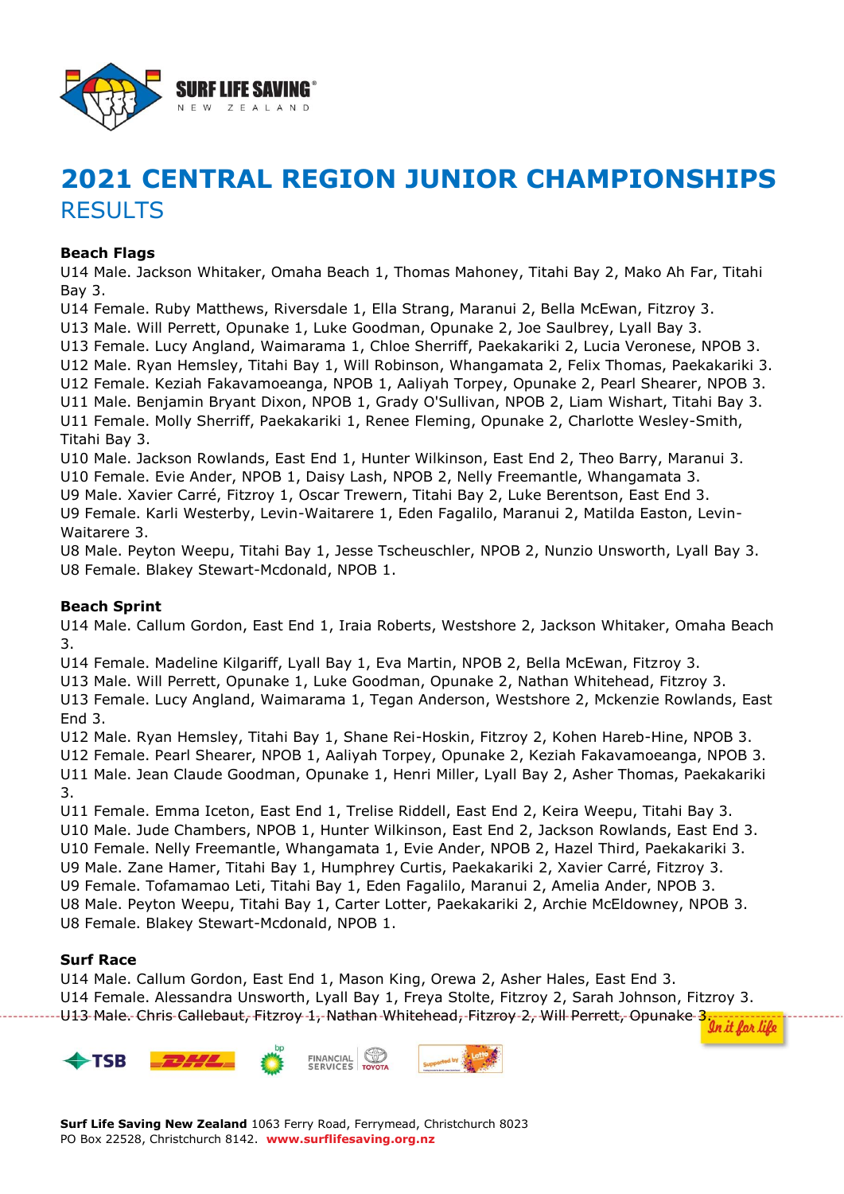# 2021 CENTRAL REGION JUNIOR CHAMPIONSHIPS

## RESULTS

**Beach Flags**

U14 Male. Jackson Whitaker, Omaha Beach 1, Thomas Mahoney, Titahi Bay 2, Mako Ah Far, Titahi Bay 3.
U14 Female. Ruby Matthews, Riversdale 1, Ella Strang, Maranui 2, Bella McEwan, Fitzroy 3.
U13 Male. Will Perrett, Opunake 1, Luke Goodman, Opunake 2, Joe Saulbrey, Lyall Bay 3.
U13 Female. Lucy Angland, Waimarama 1, Chloe Sherriff, Paekakariki 2, Lucia Veronese, NPOB 3.
U12 Male. Ryan Hemsley, Titahi Bay 1, Will Robinson, Whangamata 2, Felix Thomas, Paekakariki 3.
U12 Female. Keziah Fakavamoeanga, NPOB 1, Aaliyah Torpey, Opunake 2, Pearl Shearer, NPOB 3.
U11 Male. Benjamin Bryant Dixon, NPOB 1, Grady O'Sullivan, NPOB 2, Liam Wishart, Titahi Bay 3.
U11 Female. Molly Sherriff, Paekakariki 1, Renee Fleming, Opunake 2, Charlotte Wesley-Smith, Titahi Bay 3.
U10 Male. Jackson Rowlands, East End 1, Hunter Wilkinson, East End 2, Theo Barry, Maranui 3.
U10 Female. Evie Ander, NPOB 1, Daisy Lash, NPOB 2, Nelly Freemantle, Whangamata 3.
U9 Male. Xavier Carré, Fitzroy 1, Oscar Trewern, Titahi Bay 2, Luke Berentson, East End 3.
U9 Female. Karli Westerby, Levin-Waitarere 1, Eden Fagalilo, Maranui 2, Matilda Easton, Levin-Waitarere 3.
U8 Male. Peyton Weepu, Titahi Bay 1, Jesse Tscheuschler, NPOB 2, Nunzio Unsworth, Lyall Bay 3.
U8 Female. Blakey Stewart-Mcdonald, NPOB 1.

**Beach Sprint**

U14 Male. Callum Gordon, East End 1, Iraia Roberts, Westshore 2, Jackson Whitaker, Omaha Beach 3.
U14 Female. Madeline Kilgariff, Lyall Bay 1, Eva Martin, NPOB 2, Bella McEwan, Fitzroy 3.
U13 Male. Will Perrett, Opunake 1, Luke Goodman, Opunake 2, Nathan Whitehead, Fitzroy 3.
U13 Female. Lucy Angland, Waimarama 1, Tegan Anderson, Westshore 2, Mckenzie Rowlands, East End 3.
U12 Male. Ryan Hemsley, Titahi Bay 1, Shane Rei-Hoskin, Fitzroy 2, Kohen Hareb-Hine, NPOB 3.
U12 Female. Pearl Shearer, NPOB 1, Aaliyah Torpey, Opunake 2, Keziah Fakavamoeanga, NPOB 3.
U11 Male. Jean Claude Goodman, Opunake 1, Henri Miller, Lyall Bay 2, Asher Thomas, Paekakariki 3.
U11 Female. Emma Iceton, East End 1, Trelise Riddell, East End 2, Keira Weepu, Titahi Bay 3.
U10 Male. Jude Chambers, NPOB 1, Hunter Wilkinson, East End 2, Jackson Rowlands, East End 3.
U10 Female. Nelly Freemantle, Whangamata 1, Evie Ander, NPOB 2, Hazel Third, Paekakariki 3.
U9 Male. Zane Hamer, Titahi Bay 1, Humphrey Curtis, Paekakariki 2, Xavier Carré, Fitzroy 3.
U9 Female. Tofamamao Leti, Titahi Bay 1, Eden Fagalilo, Maranui 2, Amelia Ander, NPOB 3.
U8 Male. Peyton Weepu, Titahi Bay 1, Carter Lotter, Paekakariki 2, Archie McEldowney, NPOB 3.
U8 Female. Blakey Stewart-Mcdonald, NPOB 1.

**Surf Race**

U14 Male. Callum Gordon, East End 1, Mason King, Orewa 2, Asher Hales, East End 3.
U14 Female. Alessandra Unsworth, Lyall Bay 1, Freya Stolte, Fitzroy 2, Sarah Johnson, Fitzroy 3.
U13 Male. Chris Callebaut, Fitzroy 1, Nathan Whitehead, Fitzroy 2, Will Perrett, Opunake 3.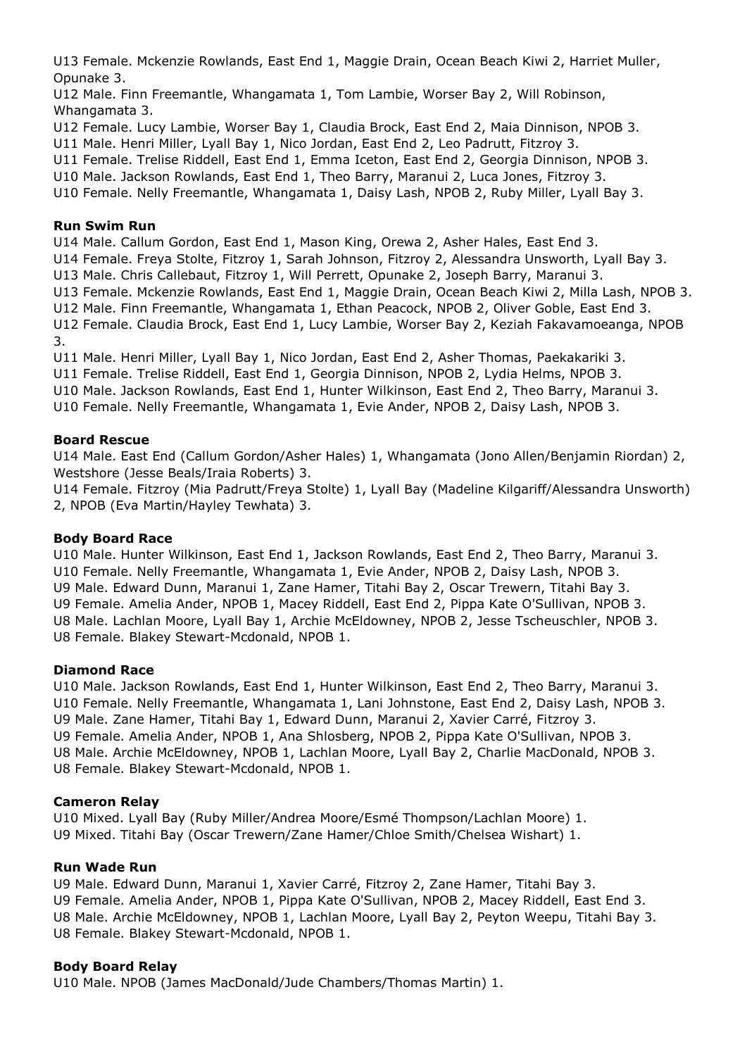U13 Female. Mckenzie Rowlands, East End 1, Maggie Drain, Ocean Beach Kiwi 2, Harriet Muller, Opunake 3.
U12 Male. Finn Freemantle, Whangamata 1, Tom Lambie, Worser Bay 2, Will Robinson, Whangamata 3.
U12 Female. Lucy Lambie, Worser Bay 1, Claudia Brock, East End 2, Maia Dinnison, NPOB 3.
U11 Male. Henri Miller, Lyall Bay 1, Nico Jordan, East End 2, Leo Padrutt, Fitzroy 3.
U11 Female. Trelise Riddell, East End 1, Emma Iceton, East End 2, Georgia Dinnison, NPOB 3.
U10 Male. Jackson Rowlands, East End 1, Theo Barry, Maranui 2, Luca Jones, Fitzroy 3.
U10 Female. Nelly Freemantle, Whangamata 1, Daisy Lash, NPOB 2, Ruby Miller, Lyall Bay 3.

**Run Swim Run**
U14 Male. Callum Gordon, East End 1, Mason King, Orewa 2, Asher Hales, East End 3.
U14 Female. Freya Stolte, Fitzroy 1, Sarah Johnson, Fitzroy 2, Alessandra Unsworth, Lyall Bay 3.
U13 Male. Chris Callebaut, Fitzroy 1, Will Perrett, Opunake 2, Joseph Barry, Maranui 3.
U13 Female. Mckenzie Rowlands, East End 1, Maggie Drain, Ocean Beach Kiwi 2, Milla Lash, NPOB 3.
U12 Male. Finn Freemantle, Whangamata 1, Ethan Peacock, NPOB 2, Oliver Goble, East End 3.
U12 Female. Claudia Brock, East End 1, Lucy Lambie, Worser Bay 2, Keziah Fakavamoeanga, NPOB 3.
U11 Male. Henri Miller, Lyall Bay 1, Nico Jordan, East End 2, Asher Thomas, Paekakariki 3.
U11 Female. Trelise Riddell, East End 1, Georgia Dinnison, NPOB 2, Lydia Helms, NPOB 3.
U10 Male. Jackson Rowlands, East End 1, Hunter Wilkinson, East End 2, Theo Barry, Maranui 3.
U10 Female. Nelly Freemantle, Whangamata 1, Evie Ander, NPOB 2, Daisy Lash, NPOB 3.

**Board Rescue**
U14 Male. East End (Callum Gordon/Asher Hales) 1, Whangamata (Jono Allen/Benjamin Riordan) 2, Westshore (Jesse Beals/Iraia Roberts) 3.
U14 Female. Fitzroy (Mia Padrutt/Freya Stolte) 1, Lyall Bay (Madeline Kilgariff/Alessandra Unsworth) 2, NPOB (Eva Martin/Hayley Tewhata) 3.

**Body Board Race**
U10 Male. Hunter Wilkinson, East End 1, Jackson Rowlands, East End 2, Theo Barry, Maranui 3.
U10 Female. Nelly Freemantle, Whangamata 1, Evie Ander, NPOB 2, Daisy Lash, NPOB 3.
U9 Male. Edward Dunn, Maranui 1, Zane Hamer, Titahi Bay 2, Oscar Trewern, Titahi Bay 3.
U9 Female. Amelia Ander, NPOB 1, Macey Riddell, East End 2, Pippa Kate O'Sullivan, NPOB 3.
U8 Male. Lachlan Moore, Lyall Bay 1, Archie McEldowney, NPOB 2, Jesse Tscheuschler, NPOB 3.
U8 Female. Blakey Stewart-Mcdonald, NPOB 1.

**Diamond Race**
U10 Male. Jackson Rowlands, East End 1, Hunter Wilkinson, East End 2, Theo Barry, Maranui 3.
U10 Female. Nelly Freemantle, Whangamata 1, Lani Johnstone, East End 2, Daisy Lash, NPOB 3.
U9 Male. Zane Hamer, Titahi Bay 1, Edward Dunn, Maranui 2, Xavier Carré, Fitzroy 3.
U9 Female. Amelia Ander, NPOB 1, Ana Shlosberg, NPOB 2, Pippa Kate O'Sullivan, NPOB 3.
U8 Male. Archie McEldowney, NPOB 1, Lachlan Moore, Lyall Bay 2, Charlie MacDonald, NPOB 3.
U8 Female. Blakey Stewart-Mcdonald, NPOB 1.

**Cameron Relay**
U10 Mixed. Lyall Bay (Ruby Miller/Andrea Moore/Esmé Thompson/Lachlan Moore) 1.
U9 Mixed. Titahi Bay (Oscar Trewern/Zane Hamer/Chloe Smith/Chelsea Wishart) 1.

**Run Wade Run**
U9 Male. Edward Dunn, Maranui 1, Xavier Carré, Fitzroy 2, Zane Hamer, Titahi Bay 3.
U9 Female. Amelia Ander, NPOB 1, Pippa Kate O'Sullivan, NPOB 2, Macey Riddell, East End 3.
U8 Male. Archie McEldowney, NPOB 1, Lachlan Moore, Lyall Bay 2, Peyton Weepu, Titahi Bay 3.
U8 Female. Blakey Stewart-Mcdonald, NPOB 1.

**Body Board Relay**
U10 Male. NPOB (James MacDonald/Jude Chambers/Thomas Martin) 1.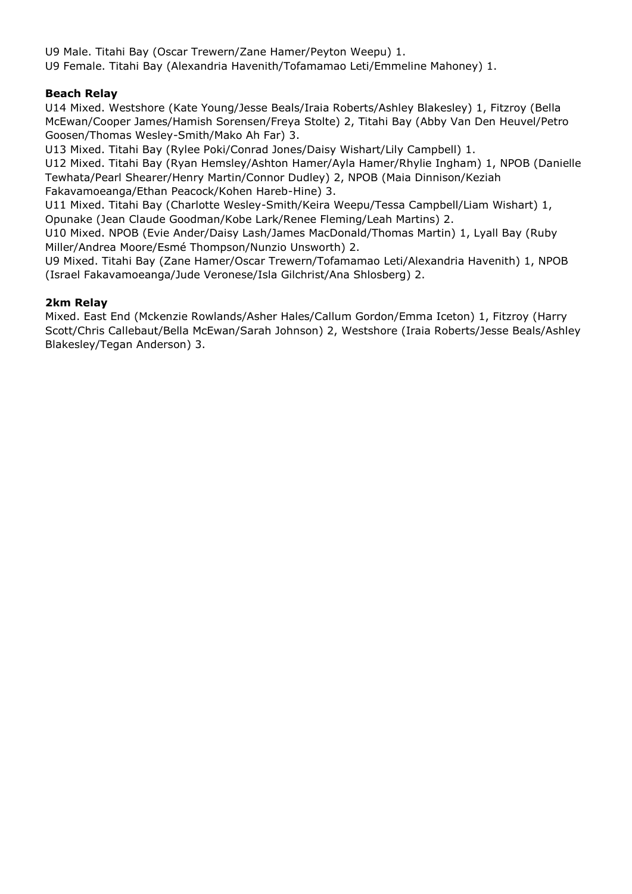U9 Male. Titahi Bay (Oscar Trewern/Zane Hamer/Peyton Weepu) 1.
U9 Female. Titahi Bay (Alexandria Havenith/Tofamamao Leti/Emmeline Mahoney) 1.

**Beach Relay**

U14 Mixed. Westshore (Kate Young/Jesse Beals/Iraia Roberts/Ashley Blakesley) 1, Fitzroy (Bella McEwan/Cooper James/Hamish Sorensen/Freya Stolte) 2, Titahi Bay (Abby Van Den Heuvel/Petro Goosen/Thomas Wesley-Smith/Mako Ah Far) 3.
U13 Mixed. Titahi Bay (Rylee Poki/Conrad Jones/Daisy Wishart/Lily Campbell) 1.
U12 Mixed. Titahi Bay (Ryan Hemsley/Ashton Hamer/Ayla Hamer/Rhylie Ingham) 1, NPOB (Danielle Tewhata/Pearl Shearer/Henry Martin/Connor Dudley) 2, NPOB (Maia Dinnison/Keziah Fakavamoeanga/Ethan Peacock/Kohen Hareb-Hine) 3.
U11 Mixed. Titahi Bay (Charlotte Wesley-Smith/Keira Weepu/Tessa Campbell/Liam Wishart) 1, Opunake (Jean Claude Goodman/Kobe Lark/Renee Fleming/Leah Martins) 2.
U10 Mixed. NPOB (Evie Ander/Daisy Lash/James MacDonald/Thomas Martin) 1, Lyall Bay (Ruby Miller/Andrea Moore/Esmé Thompson/Nunzio Unsworth) 2.
U9 Mixed. Titahi Bay (Zane Hamer/Oscar Trewern/Tofamamao Leti/Alexandria Havenith) 1, NPOB (Israel Fakavamoeanga/Jude Veronese/Isla Gilchrist/Ana Shlosberg) 2.

**2km Relay**

Mixed. East End (Mckenzie Rowlands/Asher Hales/Callum Gordon/Emma Iceton) 1, Fitzroy (Harry Scott/Chris Callebaut/Bella McEwan/Sarah Johnson) 2, Westshore (Iraia Roberts/Jesse Beals/Ashley Blakesley/Tegan Anderson) 3.